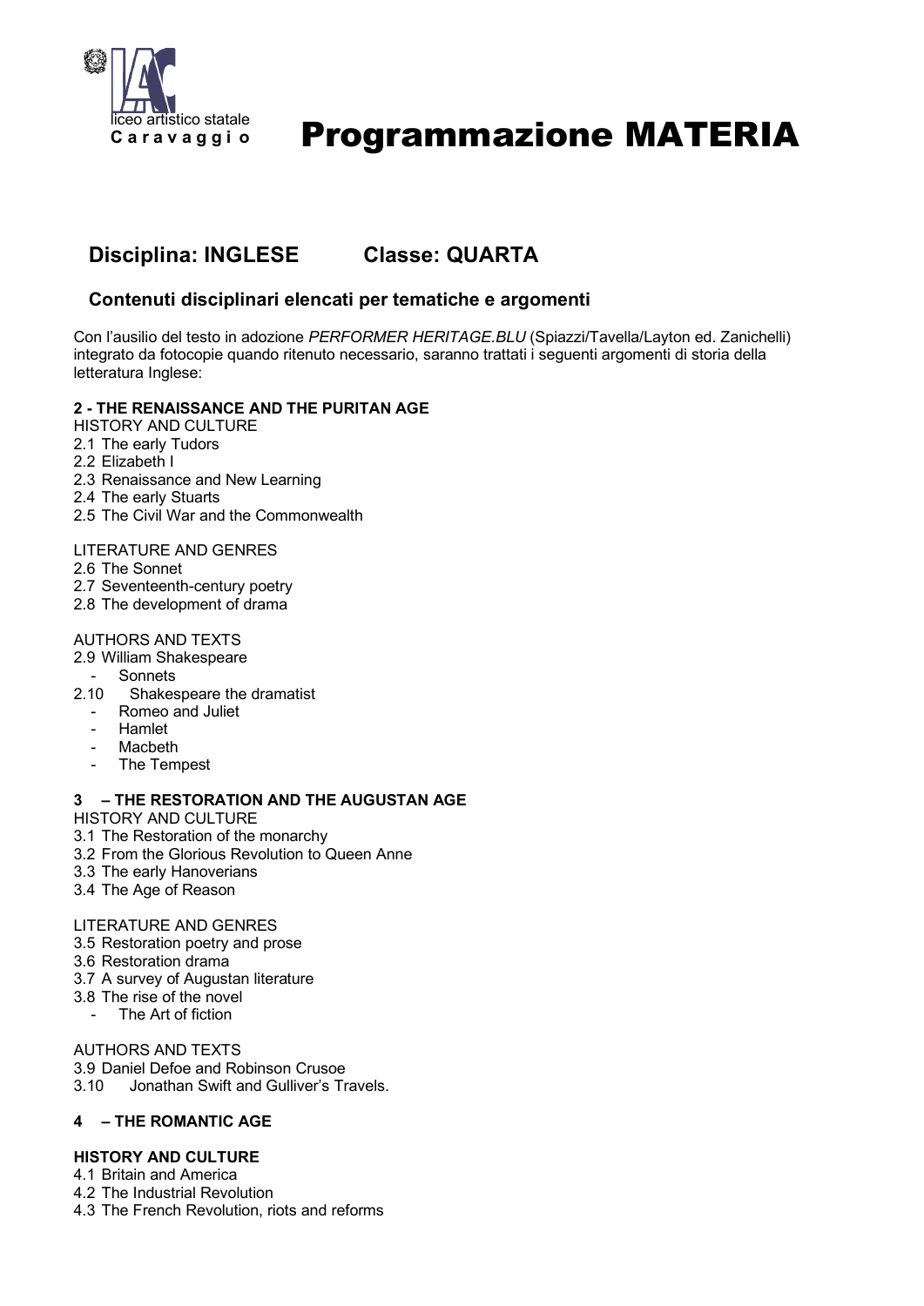liceo artistico statale
**Caravaggio**

# Programmazione MATERIA

## Disciplina: INGLESE Classe: QUARTA

### Contenuti disciplinari elencati per tematiche e argomenti

Con l'ausilio del testo in adozione *PERFORMER HERITAGE.BLU* (Spiazzi/Tavella/Layton ed. Zanichelli) integrato da fotocopie quando ritenuto necessario, saranno trattati i seguenti argomenti di storia della letteratura Inglese:

**2 - THE RENAISSANCE AND THE PURITAN AGE**

HISTORY AND CULTURE

2.1 The early Tudors
2.2 Elizabeth I
2.3 Renaissance and New Learning
2.4 The early Stuarts
2.5 The Civil War and the Commonwealth

LITERATURE AND GENRES

2.6 The Sonnet
2.7 Seventeenth-century poetry
2.8 The development of drama

AUTHORS AND TEXTS

2.9 William Shakespeare
- Sonnets

2.10 Shakespeare the dramatist
- Romeo and Juliet
- Hamlet
- Macbeth
- The Tempest

**3 – THE RESTORATION AND THE AUGUSTAN AGE**

HISTORY AND CULTURE

3.1 The Restoration of the monarchy
3.2 From the Glorious Revolution to Queen Anne
3.3 The early Hanoverians
3.4 The Age of Reason

LITERATURE AND GENRES

3.5 Restoration poetry and prose
3.6 Restoration drama
3.7 A survey of Augustan literature
3.8 The rise of the novel
- The Art of fiction

AUTHORS AND TEXTS

3.9 Daniel Defoe and Robinson Crusoe
3.10 Jonathan Swift and Gulliver's Travels.

**4 – THE ROMANTIC AGE**

**HISTORY AND CULTURE**

4.1 Britain and America
4.2 The Industrial Revolution
4.3 The French Revolution, riots and reforms